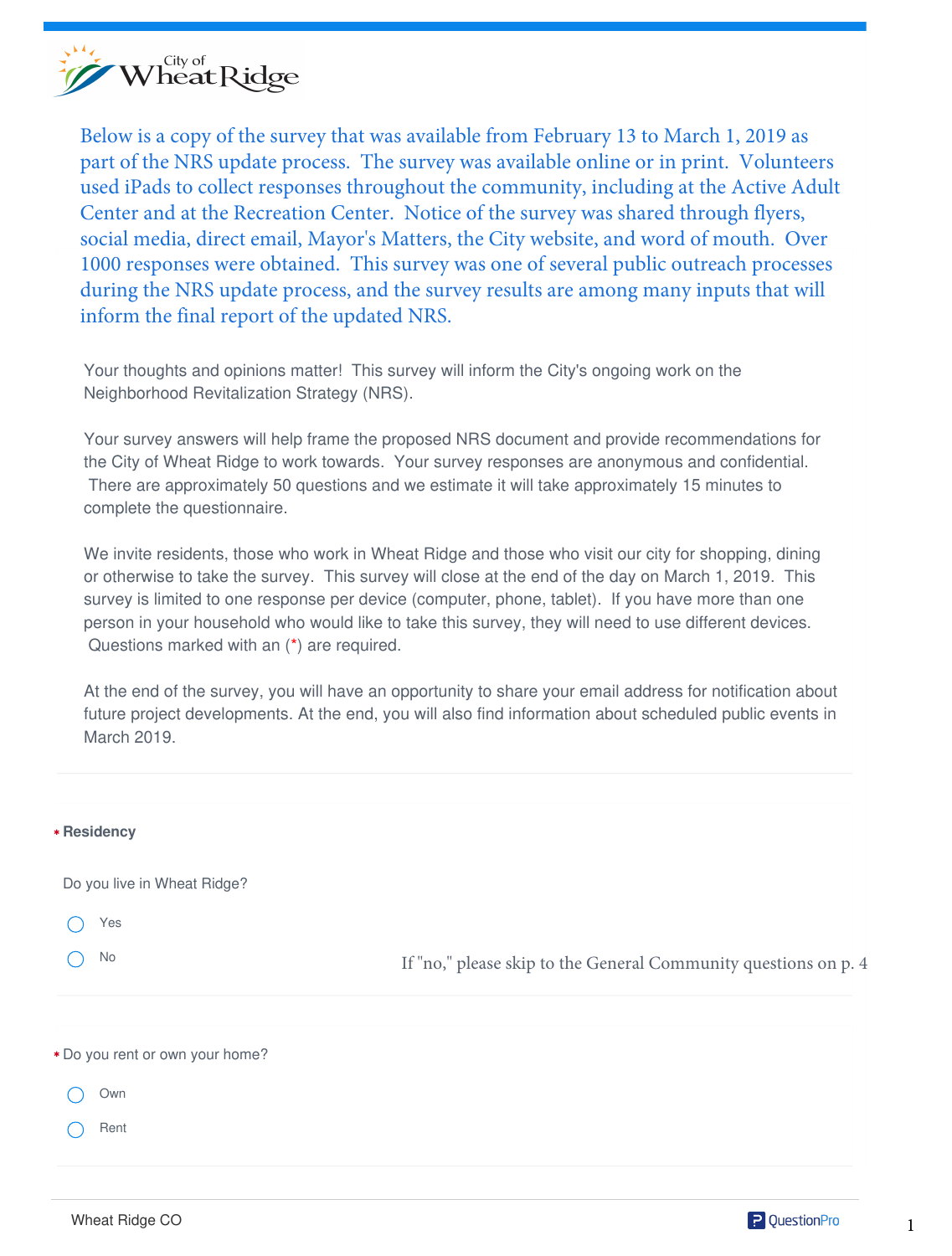City of Wheat Ridge

Below is a copy of the survey that was available from February 13 to March 1, 2019 as part of the NRS update process. The survey was available online or in print. Volunteers used iPads to collect responses throughout the community, including at the Active Adult Center and at the Recreation Center. Notice of the survey was shared through flyers, social media, direct email, Mayor's Matters, the City website, and word of mouth. Over 1000 responses were obtained. This survey was one of several public outreach processes during the NRS update process, and the survey results are among many inputs that will inform the final report of the updated NRS.

Your thoughts and opinions matter! This survey will inform the City's ongoing work on the Neighborhood Revitalization Strategy (NRS).

Your survey answers will help frame the proposed NRS document and provide recommendations for the City of Wheat Ridge to work towards. Your survey responses are anonymous and confidential. There are approximately 50 questions and we estimate it will take approximately 15 minutes to complete the questionnaire.

We invite residents, those who work in Wheat Ridge and those who visit our city for shopping, dining or otherwise to take the survey. This survey will close at the end of the day on March 1, 2019. This survey is limited to one response per device (computer, phone, tablet). If you have more than one person in your household who would like to take this survey, they will need to use different devices. Questions marked with an (*) are required.

At the end of the survey, you will have an opportunity to share your email address for notification about future project developments. At the end, you will also find information about scheduled public events in March 2019.

---

**\* Residency**

Do you live in Wheat Ridge?

- ◯ Yes
- ◯ No

If "no," please skip to the General Community questions on p. 4

---

\* Do you rent or own your home?

- ◯ Own
- ◯ Rent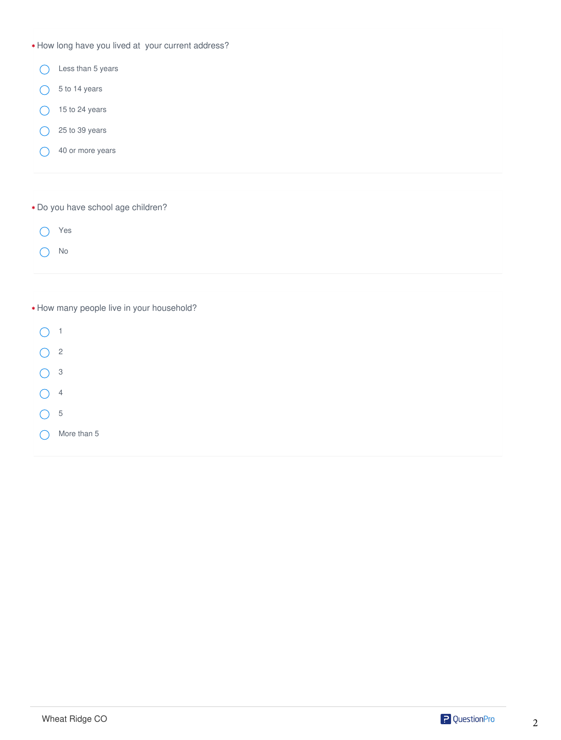\* How long have you lived at  your current address?

- Less than 5 years
- 5 to 14 years
- 15 to 24 years
- 25 to 39 years
- 40 or more years

\* Do you have school age children?

- Yes
- No

\* How many people live in your household?

- 1
- 2
- 3
- 4
- 5
- More than 5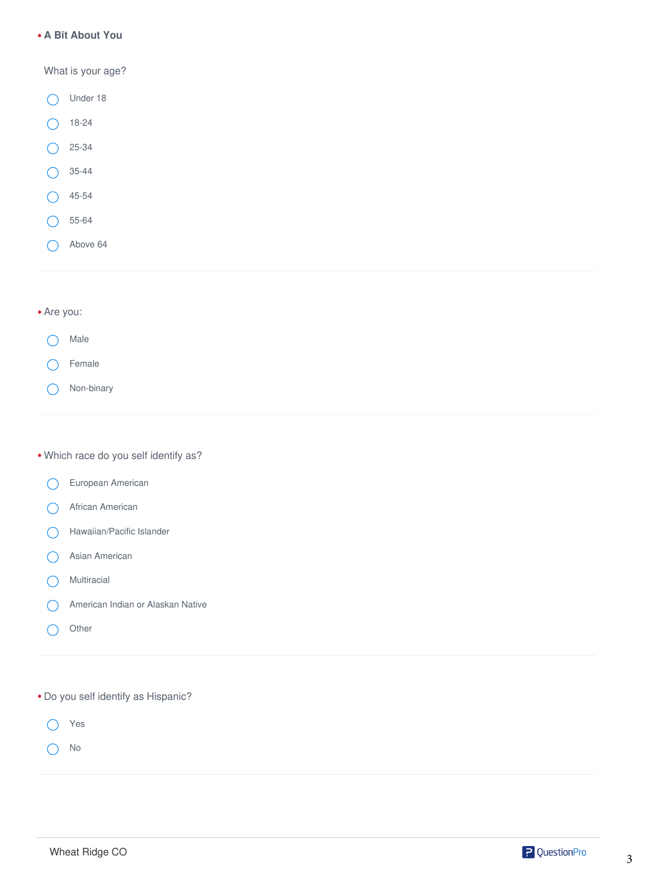## * A Bit About You

What is your age?

- Under 18
- 18-24
- 25-34
- 35-44
- 45-54
- 55-64
- Above 64

* Are you:

- Male
- Female
- Non-binary

* Which race do you self identify as?

- European American
- African American
- Hawaiian/Pacific Islander
- Asian American
- Multiracial
- American Indian or Alaskan Native
- Other

* Do you self identify as Hispanic?

- Yes
- No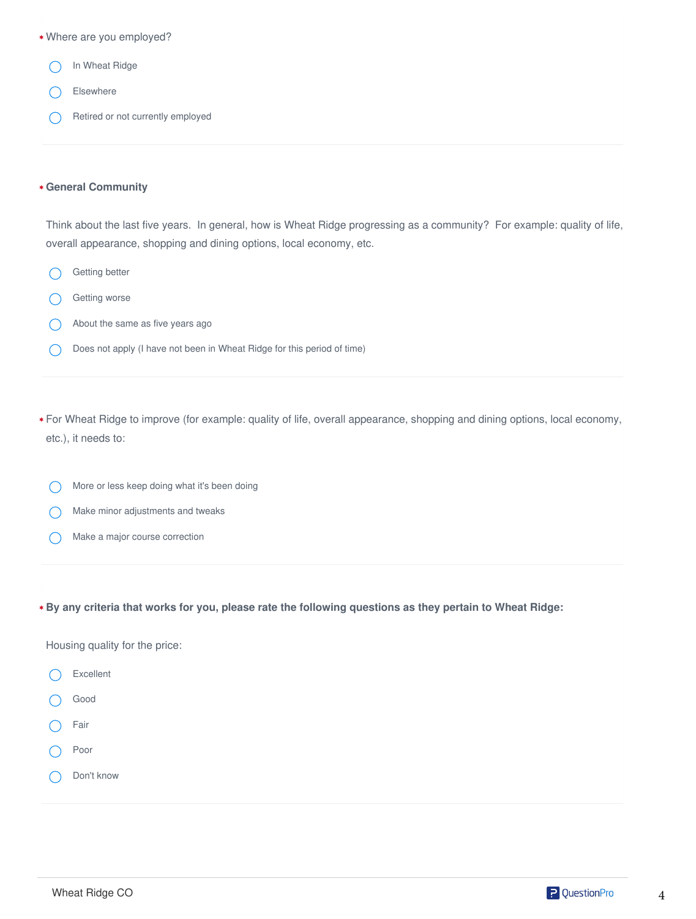\* Where are you employed?

- In Wheat Ridge
- Elsewhere
- Retired or not currently employed

\* **General Community**

Think about the last five years. In general, how is Wheat Ridge progressing as a community? For example: quality of life, overall appearance, shopping and dining options, local economy, etc.

- Getting better
- Getting worse
- About the same as five years ago
- Does not apply (I have not been in Wheat Ridge for this period of time)

\* For Wheat Ridge to improve (for example: quality of life, overall appearance, shopping and dining options, local economy, etc.), it needs to:

- More or less keep doing what it's been doing
- Make minor adjustments and tweaks
- Make a major course correction

\* **By any criteria that works for you, please rate the following questions as they pertain to Wheat Ridge:**

Housing quality for the price:

- Excellent
- Good
- Fair
- Poor
- Don't know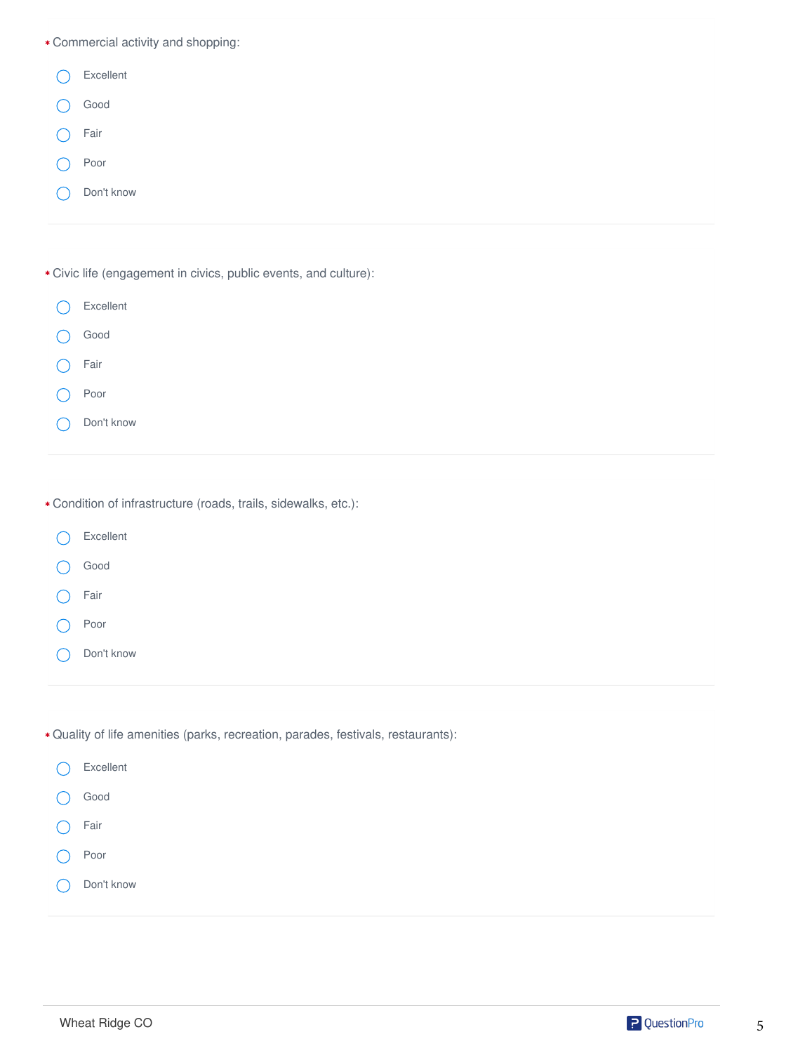\* Commercial activity and shopping:

- Excellent
- Good
- Fair
- Poor
- Don't know

\* Civic life (engagement in civics, public events, and culture):

- Excellent
- Good
- Fair
- Poor
- Don't know

\* Condition of infrastructure (roads, trails, sidewalks, etc.):

- Excellent
- Good
- Fair
- Poor
- Don't know

\* Quality of life amenities (parks, recreation, parades, festivals, restaurants):

- Excellent
- Good
- Fair
- Poor
- Don't know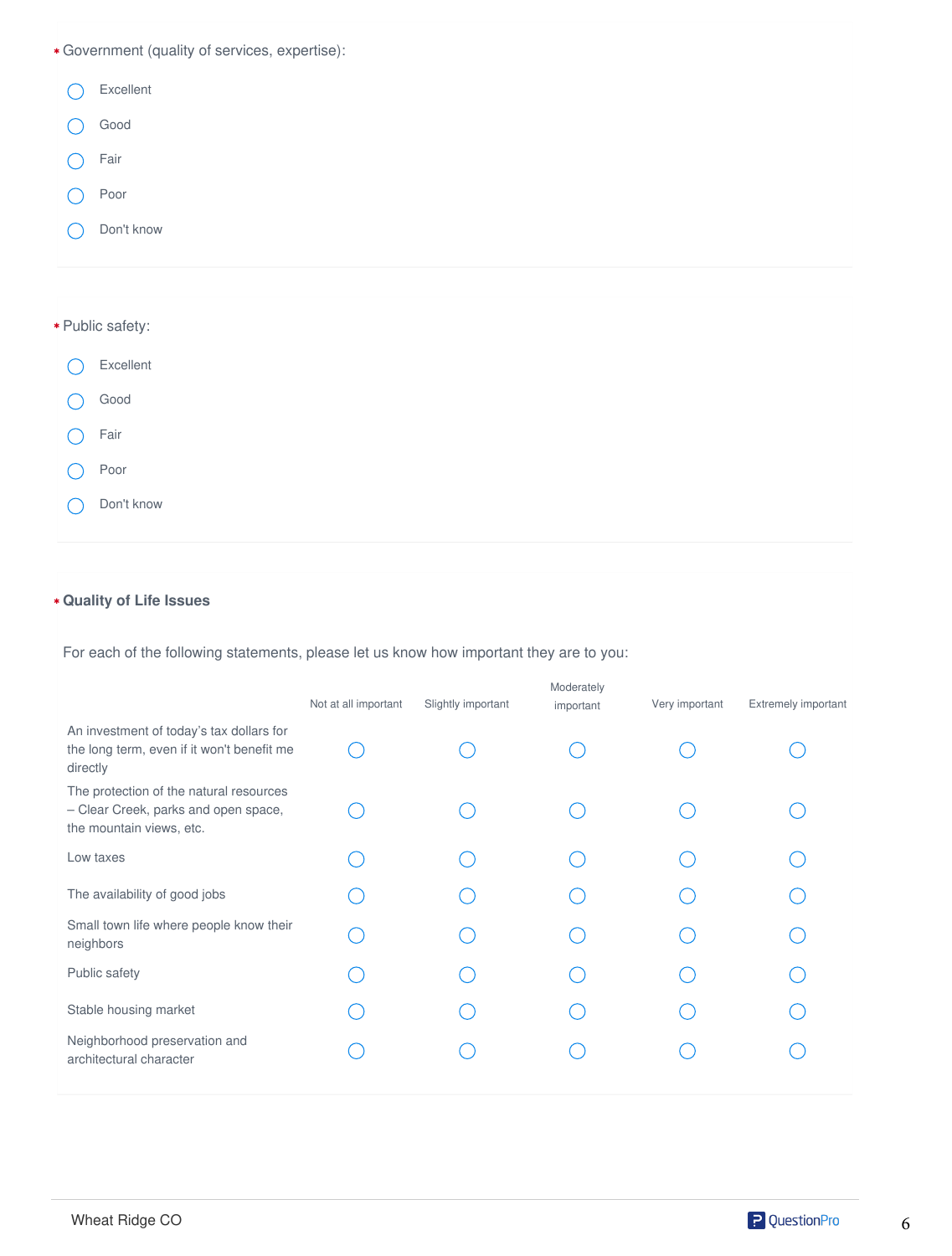\* Government (quality of services, expertise):

- Excellent
- Good
- Fair
- Poor
- Don't know

\* Public safety:

- Excellent
- Good
- Fair
- Poor
- Don't know

\* **Quality of Life Issues**

For each of the following statements, please let us know how important they are to you:

| | Not at all important | Slightly important | Moderately important | Very important | Extremely important |
|---|---|---|---|---|---|
| An investment of today's tax dollars for the long term, even if it won't benefit me directly | ◯ | ◯ | ◯ | ◯ | ◯ |
| The protection of the natural resources – Clear Creek, parks and open space, the mountain views, etc. | ◯ | ◯ | ◯ | ◯ | ◯ |
| Low taxes | ◯ | ◯ | ◯ | ◯ | ◯ |
| The availability of good jobs | ◯ | ◯ | ◯ | ◯ | ◯ |
| Small town life where people know their neighbors | ◯ | ◯ | ◯ | ◯ | ◯ |
| Public safety | ◯ | ◯ | ◯ | ◯ | ◯ |
| Stable housing market | ◯ | ◯ | ◯ | ◯ | ◯ |
| Neighborhood preservation and architectural character | ◯ | ◯ | ◯ | ◯ | ◯ |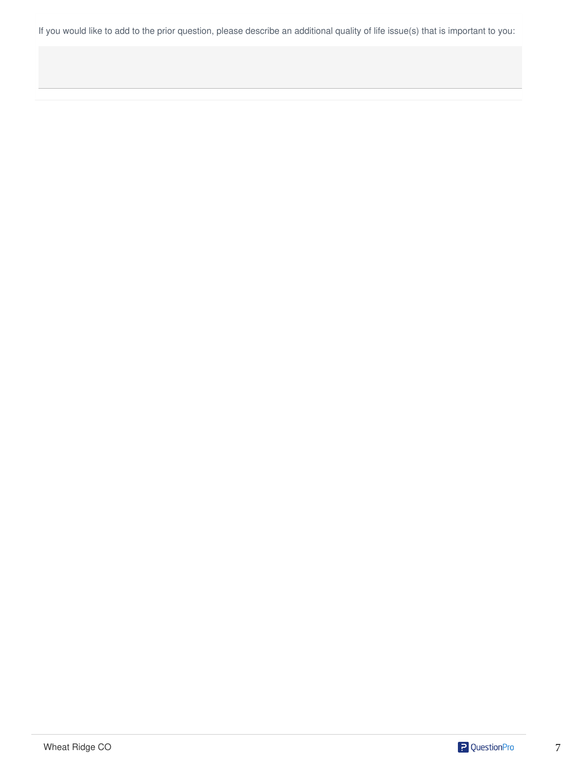If you would like to add to the prior question, please describe an additional quality of life issue(s) that is important to you: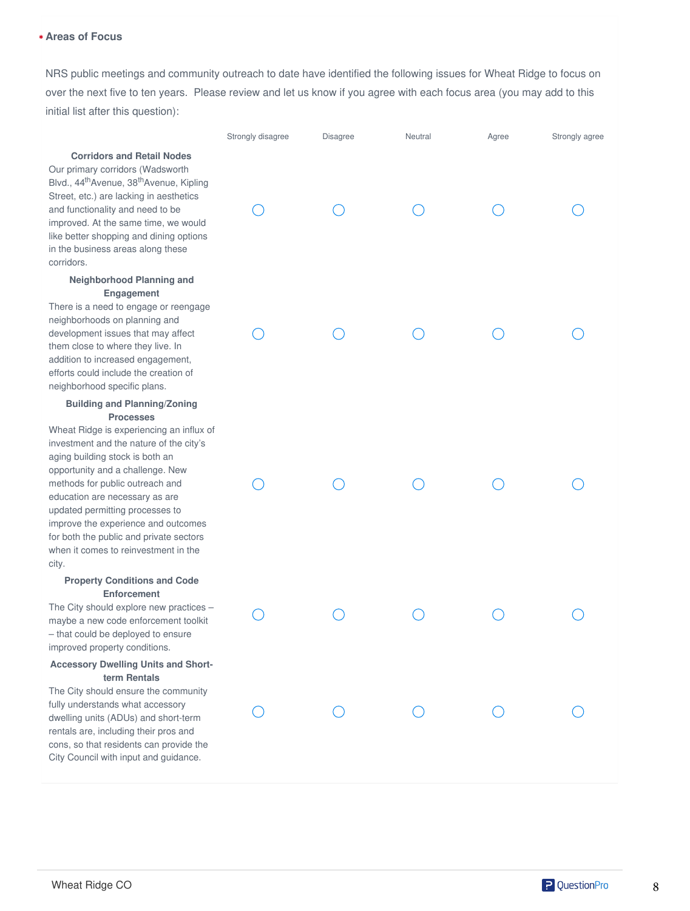\* **Areas of Focus**

NRS public meetings and community outreach to date have identified the following issues for Wheat Ridge to focus on over the next five to ten years. Please review and let us know if you agree with each focus area (you may add to this initial list after this question):

| | Strongly disagree | Disagree | Neutral | Agree | Strongly agree |
|---|---|---|---|---|---|
| **Corridors and Retail Nodes** Our primary corridors (Wadsworth Blvd., 44th Avenue, 38th Avenue, Kipling Street, etc.) are lacking in aesthetics and functionality and need to be improved. At the same time, we would like better shopping and dining options in the business areas along these corridors. | ◯ | ◯ | ◯ | ◯ | ◯ |
| **Neighborhood Planning and Engagement** There is a need to engage or reengage neighborhoods on planning and development issues that may affect them close to where they live. In addition to increased engagement, efforts could include the creation of neighborhood specific plans. | ◯ | ◯ | ◯ | ◯ | ◯ |
| **Building and Planning/Zoning Processes** Wheat Ridge is experiencing an influx of investment and the nature of the city's aging building stock is both an opportunity and a challenge. New methods for public outreach and education are necessary as are updated permitting processes to improve the experience and outcomes for both the public and private sectors when it comes to reinvestment in the city. | ◯ | ◯ | ◯ | ◯ | ◯ |
| **Property Conditions and Code Enforcement** The City should explore new practices – maybe a new code enforcement toolkit – that could be deployed to ensure improved property conditions. | ◯ | ◯ | ◯ | ◯ | ◯ |
| **Accessory Dwelling Units and Short-term Rentals** The City should ensure the community fully understands what accessory dwelling units (ADUs) and short-term rentals are, including their pros and cons, so that residents can provide the City Council with input and guidance. | ◯ | ◯ | ◯ | ◯ | ◯ |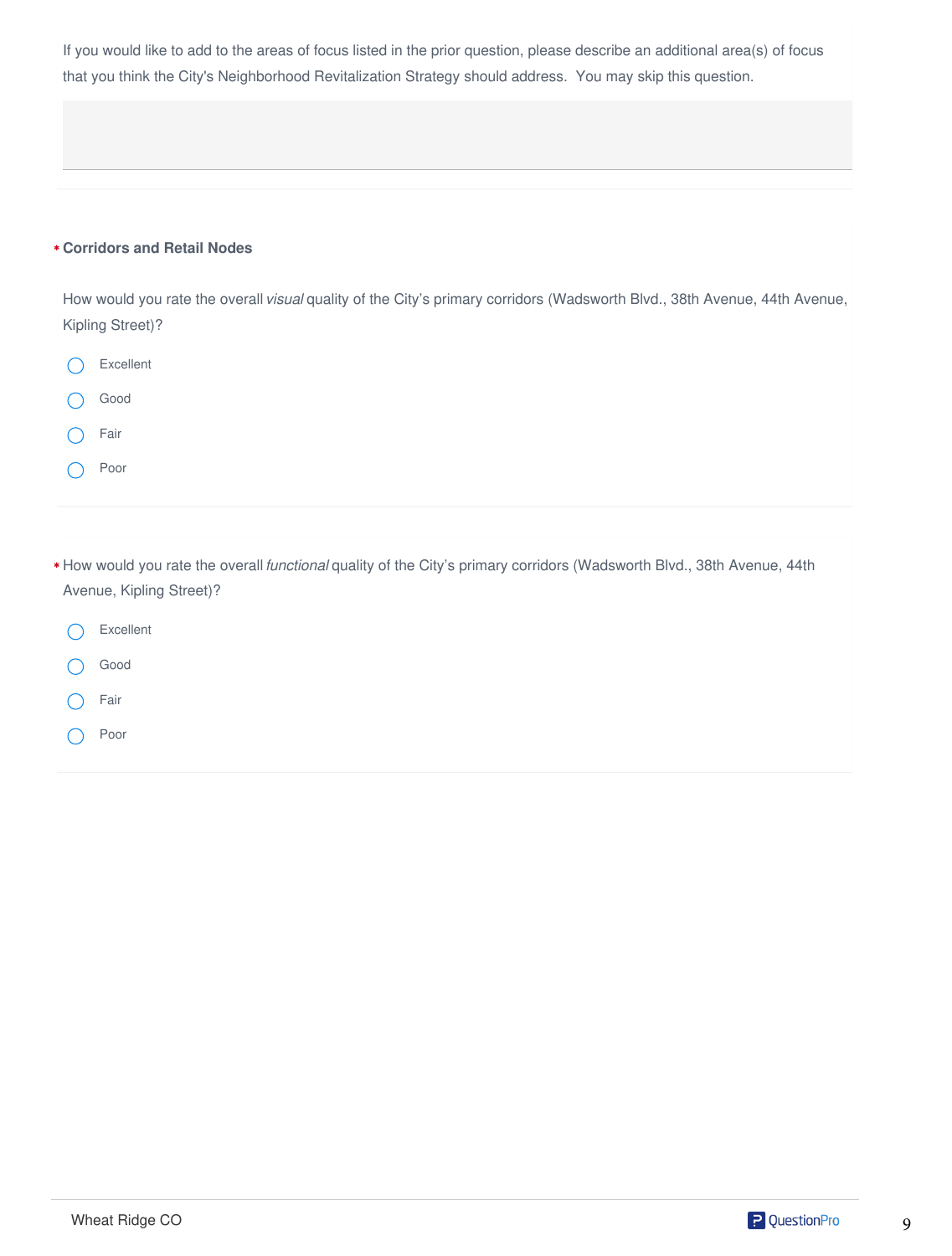If you would like to add to the areas of focus listed in the prior question, please describe an additional area(s) of focus that you think the City's Neighborhood Revitalization Strategy should address. You may skip this question.

\* **Corridors and Retail Nodes**

How would you rate the overall *visual* quality of the City's primary corridors (Wadsworth Blvd., 38th Avenue, 44th Avenue, Kipling Street)?

- ◯ Excellent
- ◯ Good
- ◯ Fair
- ◯ Poor

\* How would you rate the overall *functional* quality of the City's primary corridors (Wadsworth Blvd., 38th Avenue, 44th Avenue, Kipling Street)?

- ◯ Excellent
- ◯ Good
- ◯ Fair
- ◯ Poor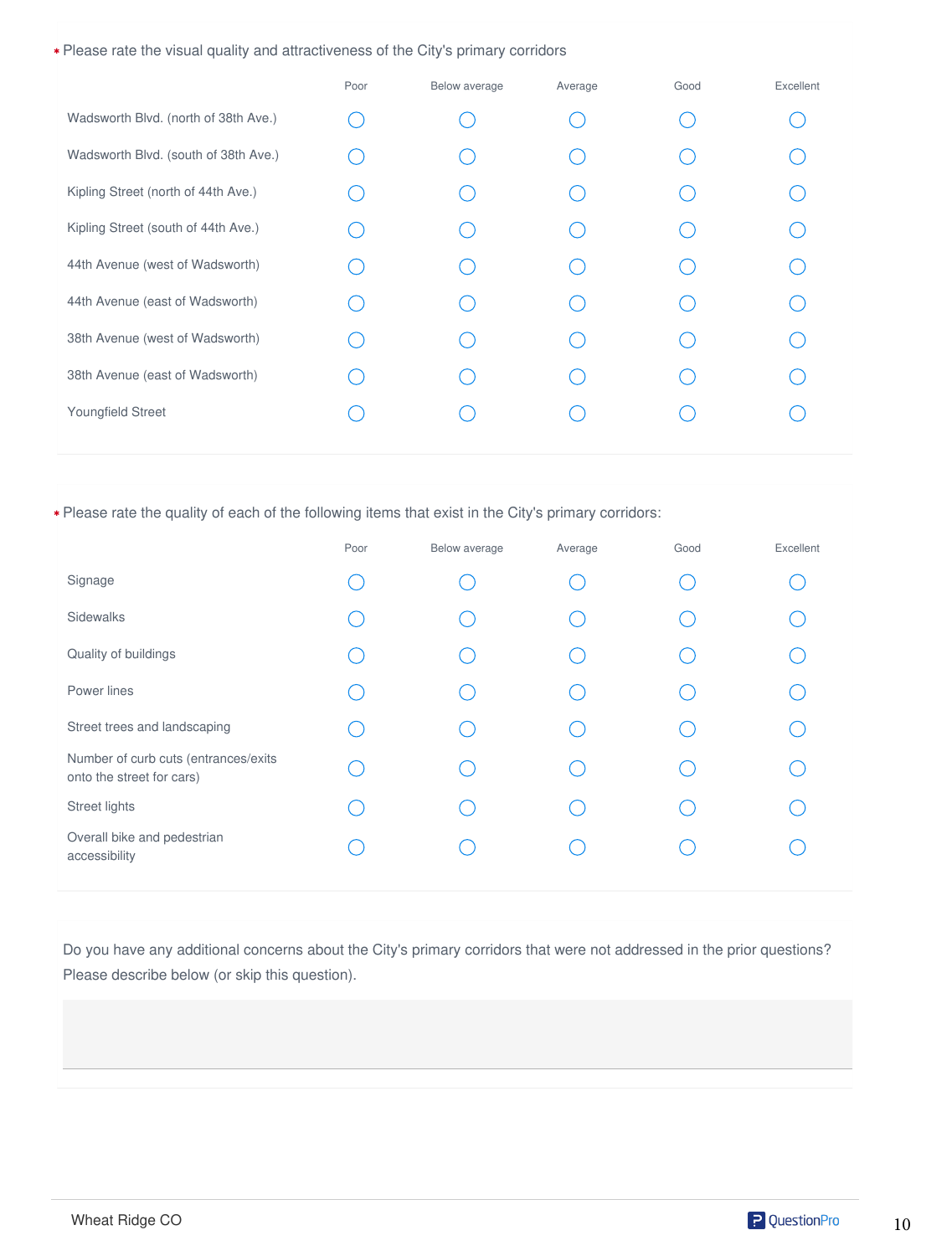\* Please rate the visual quality and attractiveness of the City's primary corridors

| | Poor | Below average | Average | Good | Excellent |
|---|---|---|---|---|---|
| Wadsworth Blvd. (north of 38th Ave.) | ◯ | ◯ | ◯ | ◯ | ◯ |
| Wadsworth Blvd. (south of 38th Ave.) | ◯ | ◯ | ◯ | ◯ | ◯ |
| Kipling Street (north of 44th Ave.) | ◯ | ◯ | ◯ | ◯ | ◯ |
| Kipling Street (south of 44th Ave.) | ◯ | ◯ | ◯ | ◯ | ◯ |
| 44th Avenue (west of Wadsworth) | ◯ | ◯ | ◯ | ◯ | ◯ |
| 44th Avenue (east of Wadsworth) | ◯ | ◯ | ◯ | ◯ | ◯ |
| 38th Avenue (west of Wadsworth) | ◯ | ◯ | ◯ | ◯ | ◯ |
| 38th Avenue (east of Wadsworth) | ◯ | ◯ | ◯ | ◯ | ◯ |
| Youngfield Street | ◯ | ◯ | ◯ | ◯ | ◯ |

\* Please rate the quality of each of the following items that exist in the City's primary corridors:

| | Poor | Below average | Average | Good | Excellent |
|---|---|---|---|---|---|
| Signage | ◯ | ◯ | ◯ | ◯ | ◯ |
| Sidewalks | ◯ | ◯ | ◯ | ◯ | ◯ |
| Quality of buildings | ◯ | ◯ | ◯ | ◯ | ◯ |
| Power lines | ◯ | ◯ | ◯ | ◯ | ◯ |
| Street trees and landscaping | ◯ | ◯ | ◯ | ◯ | ◯ |
| Number of curb cuts (entrances/exits onto the street for cars) | ◯ | ◯ | ◯ | ◯ | ◯ |
| Street lights | ◯ | ◯ | ◯ | ◯ | ◯ |
| Overall bike and pedestrian accessibility | ◯ | ◯ | ◯ | ◯ | ◯ |

Do you have any additional concerns about the City's primary corridors that were not addressed in the prior questions? Please describe below (or skip this question).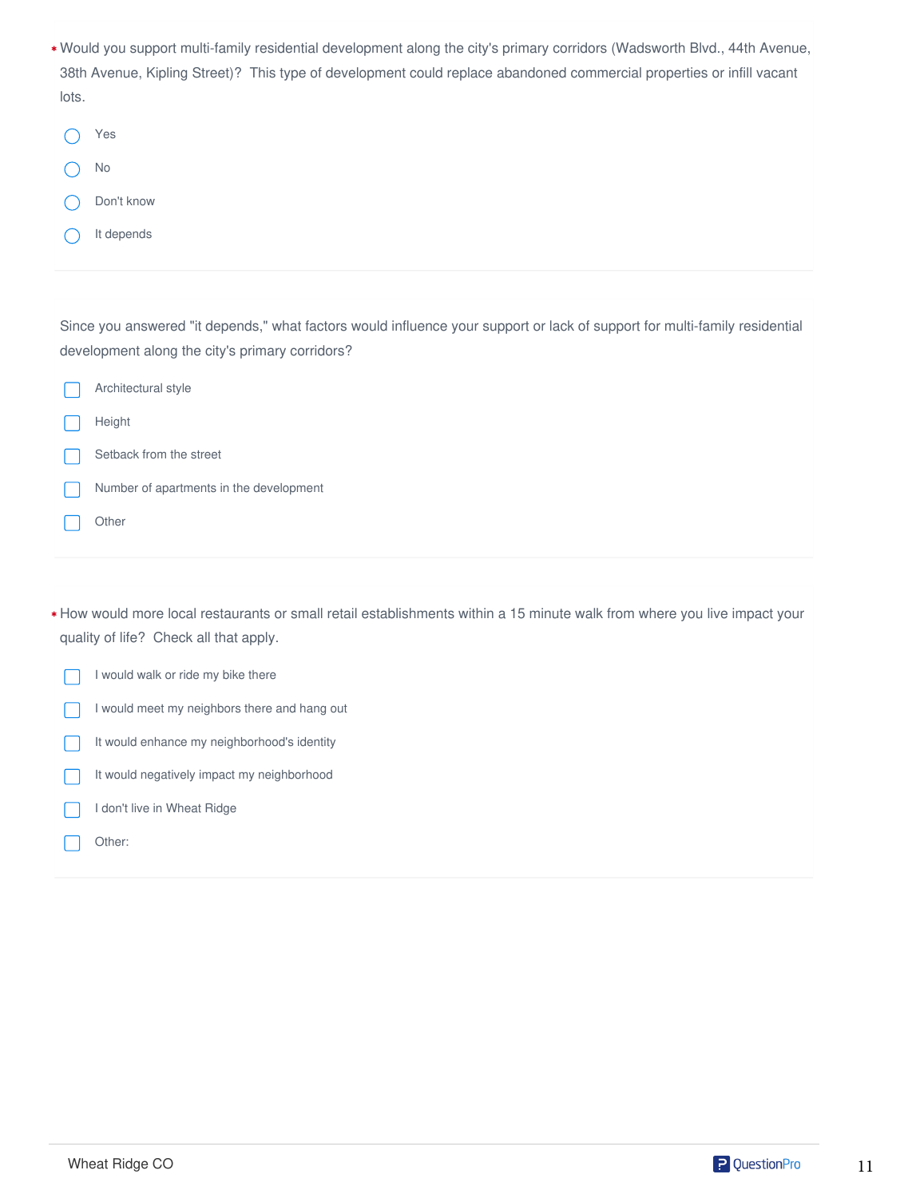\* Would you support multi-family residential development along the city's primary corridors (Wadsworth Blvd., 44th Avenue, 38th Avenue, Kipling Street)? This type of development could replace abandoned commercial properties or infill vacant lots.

- ◯ Yes
- ◯ No
- ◯ Don't know
- ◯ It depends

Since you answered "it depends," what factors would influence your support or lack of support for multi-family residential development along the city's primary corridors?

- ☐ Architectural style
- ☐ Height
- ☐ Setback from the street
- ☐ Number of apartments in the development
- ☐ Other

\* How would more local restaurants or small retail establishments within a 15 minute walk from where you live impact your quality of life? Check all that apply.

- ☐ I would walk or ride my bike there
- ☐ I would meet my neighbors there and hang out
- ☐ It would enhance my neighborhood's identity
- ☐ It would negatively impact my neighborhood
- ☐ I don't live in Wheat Ridge
- ☐ Other: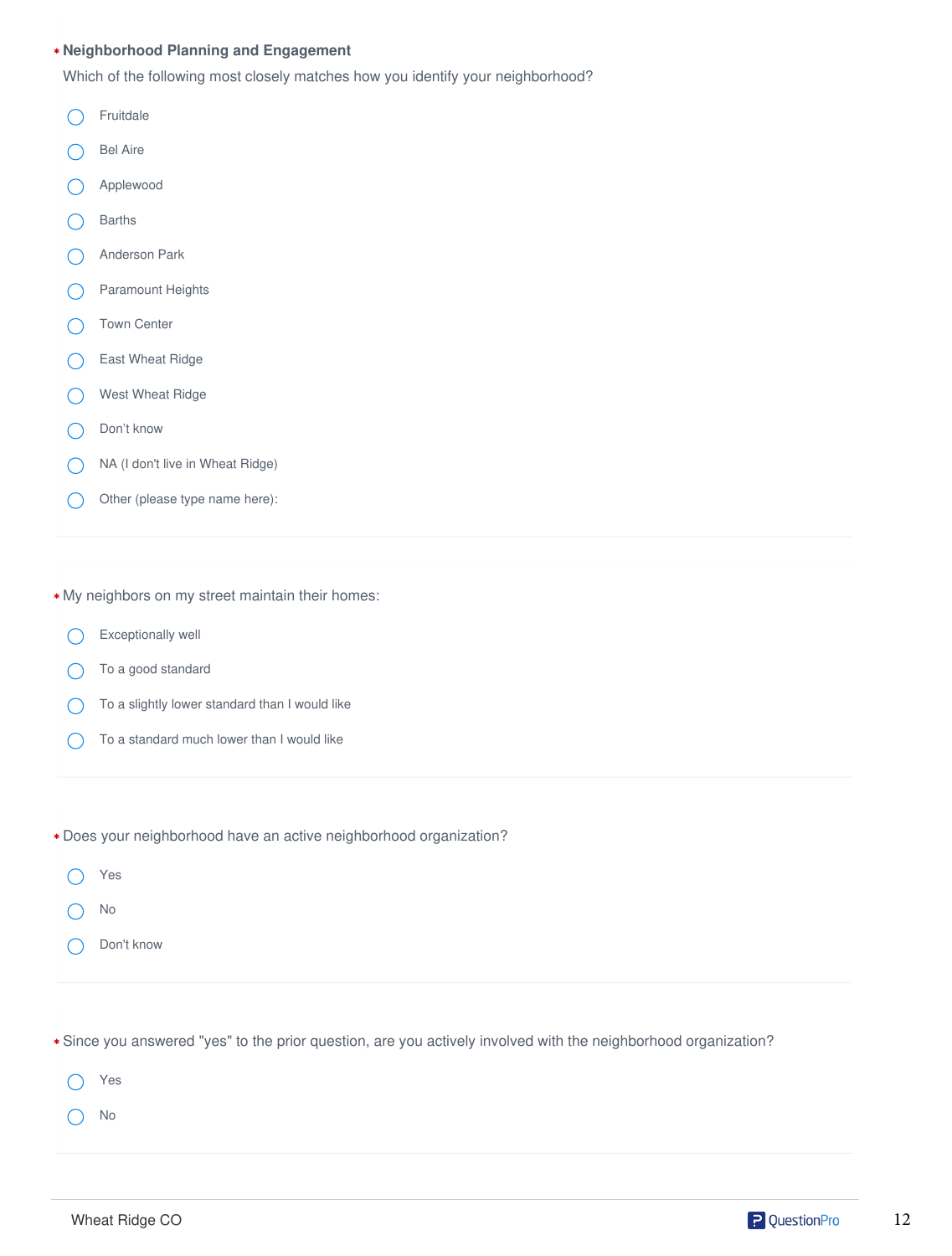**\* Neighborhood Planning and Engagement**

Which of the following most closely matches how you identify your neighborhood?

- ◯ Fruitdale
- ◯ Bel Aire
- ◯ Applewood
- ◯ Barths
- ◯ Anderson Park
- ◯ Paramount Heights
- ◯ Town Center
- ◯ East Wheat Ridge
- ◯ West Wheat Ridge
- ◯ Don't know
- ◯ NA (I don't live in Wheat Ridge)
- ◯ Other (please type name here):

\* My neighbors on my street maintain their homes:

- ◯ Exceptionally well
- ◯ To a good standard
- ◯ To a slightly lower standard than I would like
- ◯ To a standard much lower than I would like

\* Does your neighborhood have an active neighborhood organization?

- ◯ Yes
- ◯ No
- ◯ Don't know

\* Since you answered "yes" to the prior question, are you actively involved with the neighborhood organization?

- ◯ Yes
- ◯ No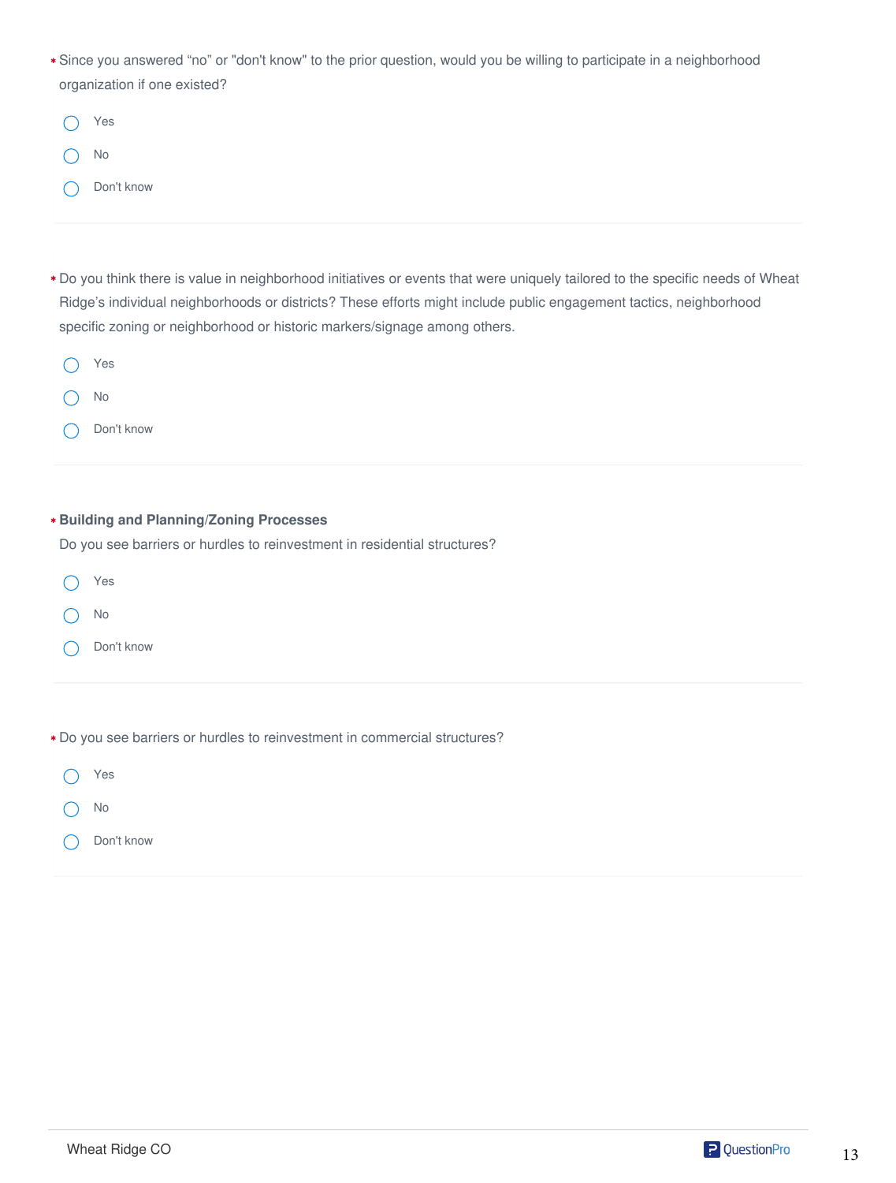\* Since you answered “no” or "don't know" to the prior question, would you be willing to participate in a neighborhood organization if one existed?

- Yes
- No
- Don't know

\* Do you think there is value in neighborhood initiatives or events that were uniquely tailored to the specific needs of Wheat Ridge’s individual neighborhoods or districts? These efforts might include public engagement tactics, neighborhood specific zoning or neighborhood or historic markers/signage among others.

- Yes
- No
- Don't know

\* **Building and Planning/Zoning Processes**

Do you see barriers or hurdles to reinvestment in residential structures?

- Yes
- No
- Don't know

\* Do you see barriers or hurdles to reinvestment in commercial structures?

- Yes
- No
- Don't know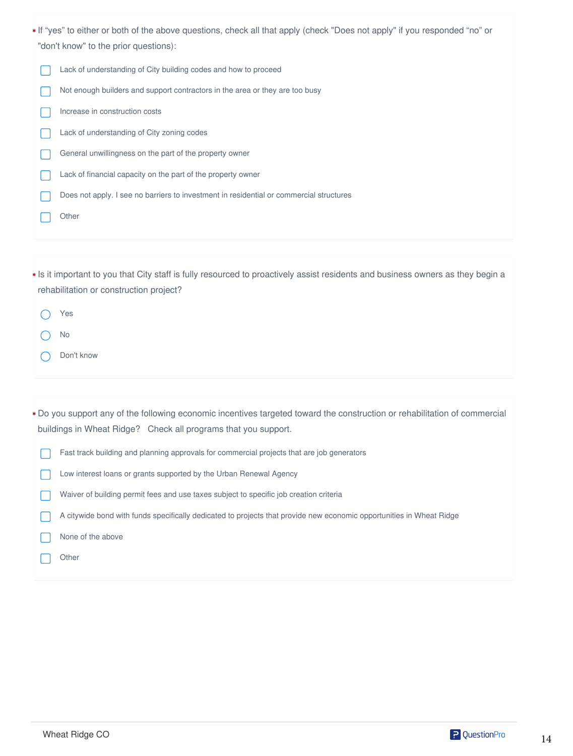\* If “yes” to either or both of the above questions, check all that apply (check "Does not apply" if you responded “no” or "don't know" to the prior questions):

- [ ] Lack of understanding of City building codes and how to proceed
- [ ] Not enough builders and support contractors in the area or they are too busy
- [ ] Increase in construction costs
- [ ] Lack of understanding of City zoning codes
- [ ] General unwillingness on the part of the property owner
- [ ] Lack of financial capacity on the part of the property owner
- [ ] Does not apply. I see no barriers to investment in residential or commercial structures
- [ ] Other

\* Is it important to you that City staff is fully resourced to proactively assist residents and business owners as they begin a rehabilitation or construction project?

- ○ Yes
- ○ No
- ○ Don't know

\* Do you support any of the following economic incentives targeted toward the construction or rehabilitation of commercial buildings in Wheat Ridge? Check all programs that you support.

- [ ] Fast track building and planning approvals for commercial projects that are job generators
- [ ] Low interest loans or grants supported by the Urban Renewal Agency
- [ ] Waiver of building permit fees and use taxes subject to specific job creation criteria
- [ ] A citywide bond with funds specifically dedicated to projects that provide new economic opportunities in Wheat Ridge
- [ ] None of the above
- [ ] Other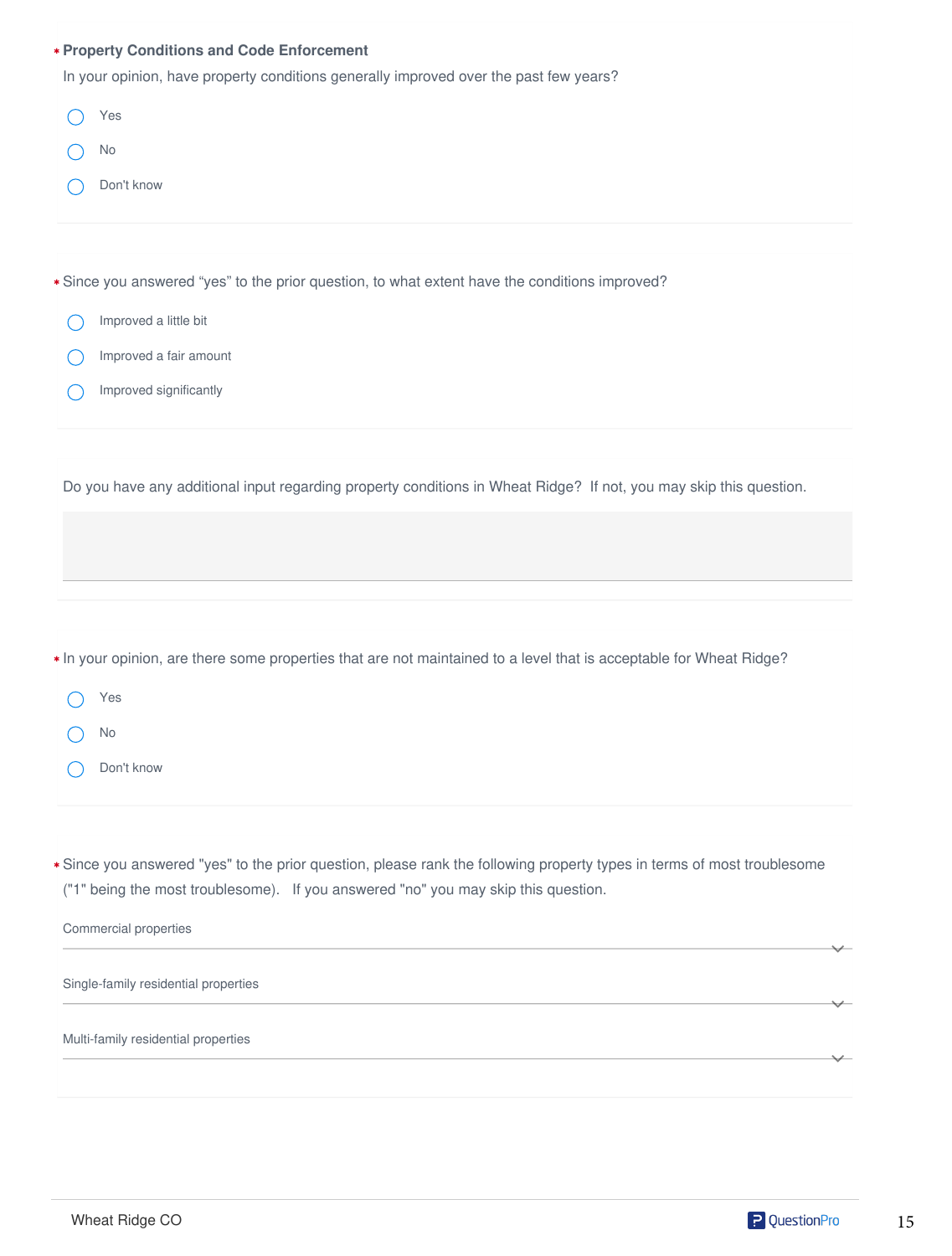\* **Property Conditions and Code Enforcement**

In your opinion, have property conditions generally improved over the past few years?

- Yes
- No
- Don't know

\* Since you answered "yes" to the prior question, to what extent have the conditions improved?

- Improved a little bit
- Improved a fair amount
- Improved significantly

Do you have any additional input regarding property conditions in Wheat Ridge? If not, you may skip this question.

\* In your opinion, are there some properties that are not maintained to a level that is acceptable for Wheat Ridge?

- Yes
- No
- Don't know

\* Since you answered "yes" to the prior question, please rank the following property types in terms of most troublesome ("1" being the most troublesome). If you answered "no" you may skip this question.

- Commercial properties
- Single-family residential properties
- Multi-family residential properties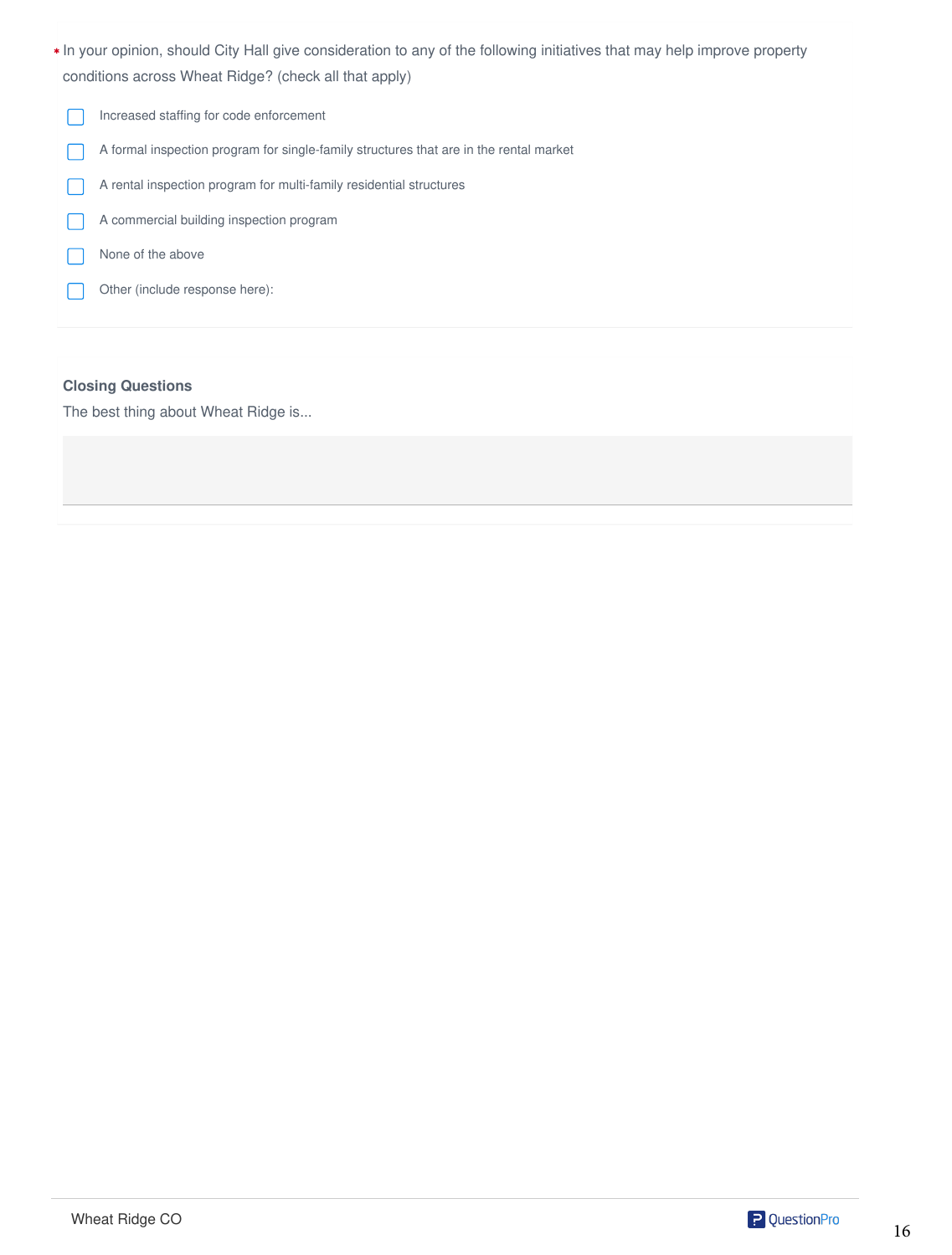\* In your opinion, should City Hall give consideration to any of the following initiatives that may help improve property conditions across Wheat Ridge? (check all that apply)

- [ ] Increased staffing for code enforcement
- [ ] A formal inspection program for single-family structures that are in the rental market
- [ ] A rental inspection program for multi-family residential structures
- [ ] A commercial building inspection program
- [ ] None of the above
- [ ] Other (include response here):

**Closing Questions**

The best thing about Wheat Ridge is...